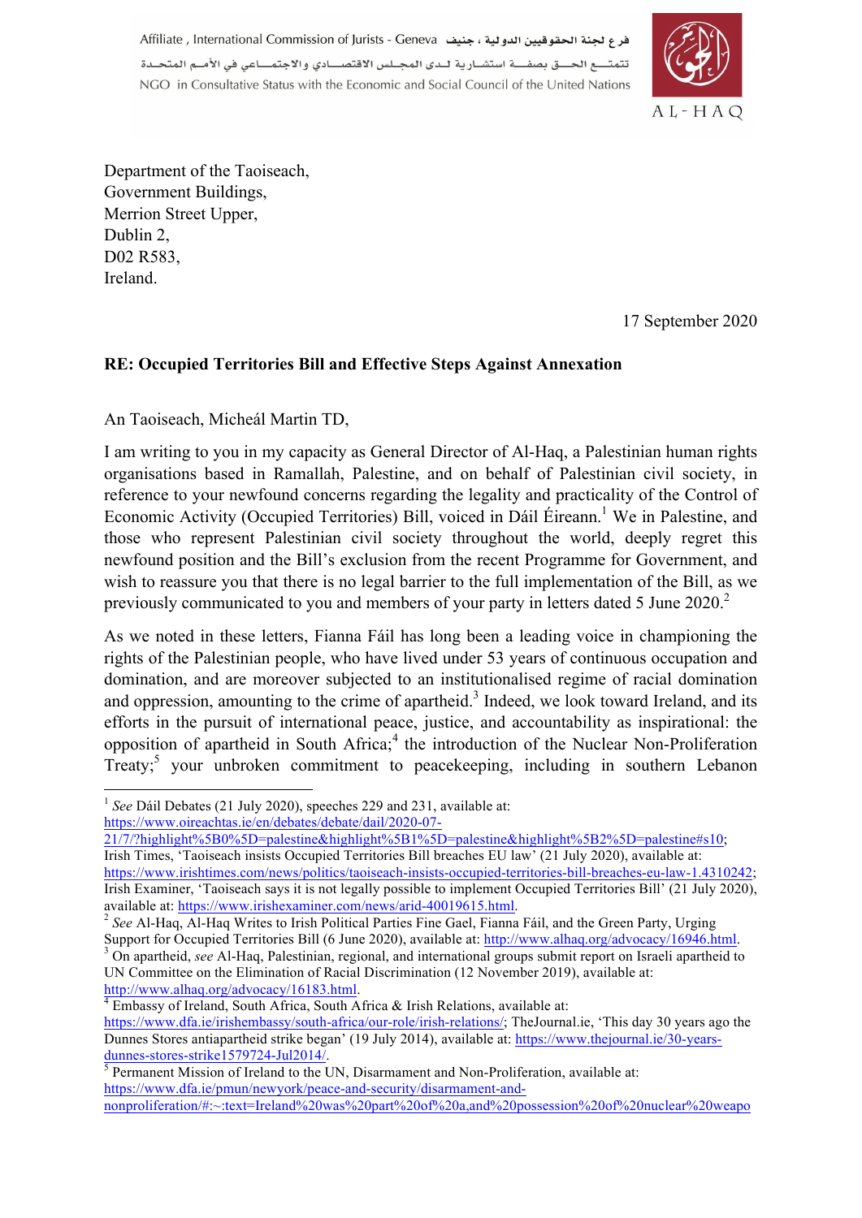Affiliate , International Commission of Jurists - Geneva فرع لجنة الحقوقيين الدولية ، جنيف

تتمتع الحق بصفة استشارية لدى المجلس الاقتصادي والاجتماعي في الأمم المتحدة

NGO in Consultative Status with the Economic and Social Council of the United Nations

AL-HAQ

Department of the Taoiseach,
Government Buildings,
Merrion Street Upper,
Dublin 2,
D02 R583,
Ireland.

17 September 2020

**RE: Occupied Territories Bill and Effective Steps Against Annexation**

An Taoiseach, Micheál Martin TD,

I am writing to you in my capacity as General Director of Al-Haq, a Palestinian human rights organisations based in Ramallah, Palestine, and on behalf of Palestinian civil society, in reference to your newfound concerns regarding the legality and practicality of the Control of Economic Activity (Occupied Territories) Bill, voiced in Dáil Éireann.[1] We in Palestine, and those who represent Palestinian civil society throughout the world, deeply regret this newfound position and the Bill's exclusion from the recent Programme for Government, and wish to reassure you that there is no legal barrier to the full implementation of the Bill, as we previously communicated to you and members of your party in letters dated 5 June 2020.[2]

As we noted in these letters, Fianna Fáil has long been a leading voice in championing the rights of the Palestinian people, who have lived under 53 years of continuous occupation and domination, and are moreover subjected to an institutionalised regime of racial domination and oppression, amounting to the crime of apartheid.[3] Indeed, we look toward Ireland, and its efforts in the pursuit of international peace, justice, and accountability as inspirational: the opposition of apartheid in South Africa;[4] the introduction of the Nuclear Non-Proliferation Treaty;[5] your unbroken commitment to peacekeeping, including in southern Lebanon

---

[1] *See* Dáil Debates (21 July 2020), speeches 229 and 231, available at: https://www.oireachtas.ie/en/debates/debate/dail/2020-07-21/7/?highlight%5B0%5D=palestine&highlight%5B1%5D=palestine&highlight%5B2%5D=palestine#s10; Irish Times, 'Taoiseach insists Occupied Territories Bill breaches EU law' (21 July 2020), available at: https://www.irishtimes.com/news/politics/taoiseach-insists-occupied-territories-bill-breaches-eu-law-1.4310242; Irish Examiner, 'Taoiseach says it is not legally possible to implement Occupied Territories Bill' (21 July 2020), available at: https://www.irishexaminer.com/news/arid-40019615.html.

[2] *See* Al-Haq, Al-Haq Writes to Irish Political Parties Fine Gael, Fianna Fáil, and the Green Party, Urging Support for Occupied Territories Bill (6 June 2020), available at: http://www.alhaq.org/advocacy/16946.html.

[3] On apartheid, *see* Al-Haq, Palestinian, regional, and international groups submit report on Israeli apartheid to UN Committee on the Elimination of Racial Discrimination (12 November 2019), available at: http://www.alhaq.org/advocacy/16183.html.

[4] Embassy of Ireland, South Africa, South Africa & Irish Relations, available at: https://www.dfa.ie/irishembassy/south-africa/our-role/irish-relations/; TheJournal.ie, 'This day 30 years ago the Dunnes Stores antiapartheid strike began' (19 July 2014), available at: https://www.thejournal.ie/30-years-dunnes-stores-strike1579724-Jul2014/.

[5] Permanent Mission of Ireland to the UN, Disarmament and Non-Proliferation, available at: https://www.dfa.ie/pmun/newyork/peace-and-security/disarmament-and-nonproliferation/#:~:text=Ireland%20was%20part%20of%20a,and%20possession%20of%20nuclear%20weapo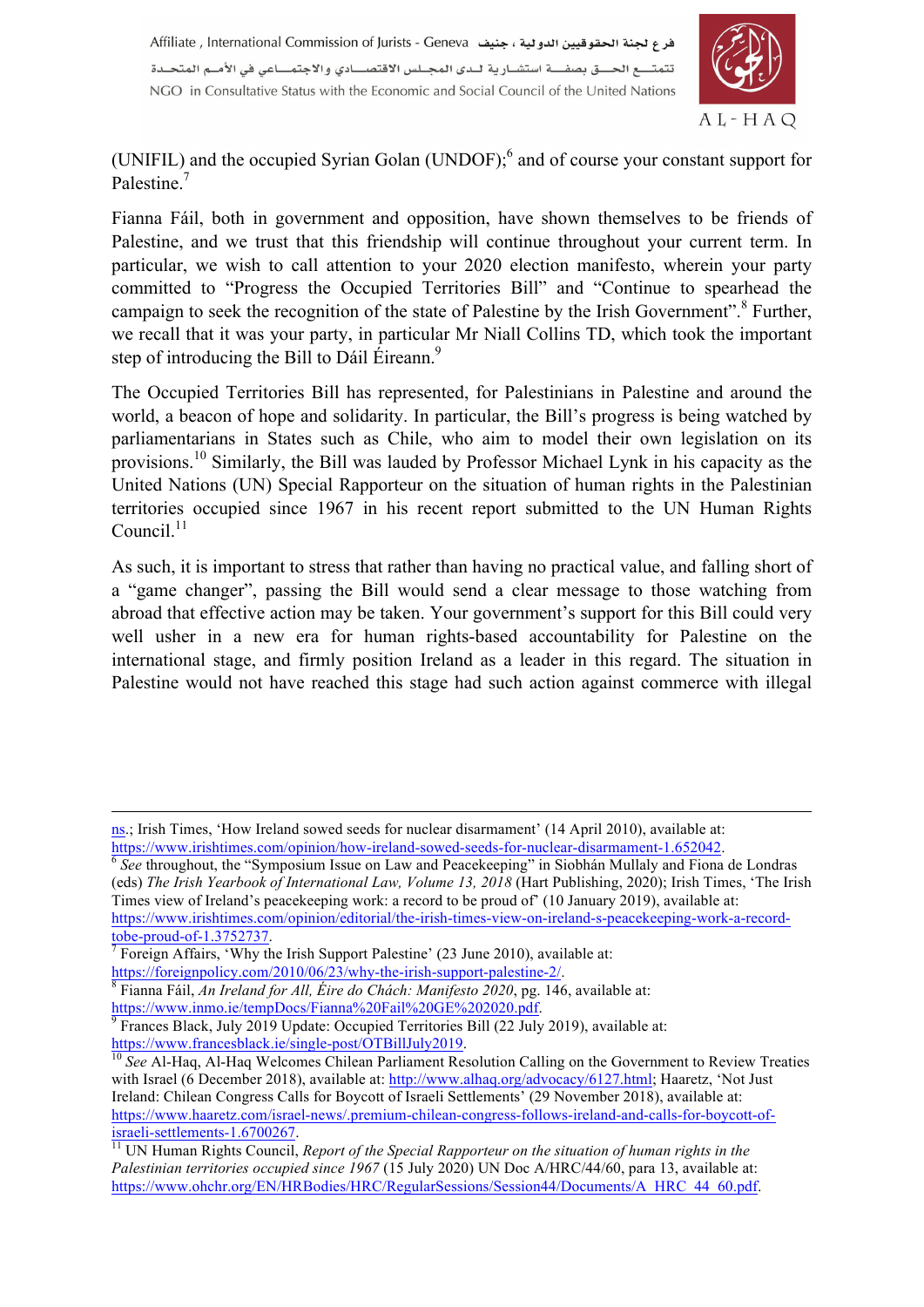(UNIFIL) and the occupied Syrian Golan (UNDOF);[6] and of course your constant support for Palestine.[7]

Fianna Fáil, both in government and opposition, have shown themselves to be friends of Palestine, and we trust that this friendship will continue throughout your current term. In particular, we wish to call attention to your 2020 election manifesto, wherein your party committed to "Progress the Occupied Territories Bill" and "Continue to spearhead the campaign to seek the recognition of the state of Palestine by the Irish Government".[8] Further, we recall that it was your party, in particular Mr Niall Collins TD, which took the important step of introducing the Bill to Dáil Éireann.[9]

The Occupied Territories Bill has represented, for Palestinians in Palestine and around the world, a beacon of hope and solidarity. In particular, the Bill's progress is being watched by parliamentarians in States such as Chile, who aim to model their own legislation on its provisions.[10] Similarly, the Bill was lauded by Professor Michael Lynk in his capacity as the United Nations (UN) Special Rapporteur on the situation of human rights in the Palestinian territories occupied since 1967 in his recent report submitted to the UN Human Rights Council.[11]

As such, it is important to stress that rather than having no practical value, and falling short of a "game changer", passing the Bill would send a clear message to those watching from abroad that effective action may be taken. Your government's support for this Bill could very well usher in a new era for human rights-based accountability for Palestine on the international stage, and firmly position Ireland as a leader in this regard. The situation in Palestine would not have reached this stage had such action against commerce with illegal

---

ns.; Irish Times, 'How Ireland sowed seeds for nuclear disarmament' (14 April 2010), available at: https://www.irishtimes.com/opinion/how-ireland-sowed-seeds-for-nuclear-disarmament-1.652042.

[6] *See* throughout, the "Symposium Issue on Law and Peacekeeping" in Siobhán Mullaly and Fiona de Londras (eds) *The Irish Yearbook of International Law, Volume 13, 2018* (Hart Publishing, 2020); Irish Times, 'The Irish Times view of Ireland's peacekeeping work: a record to be proud of' (10 January 2019), available at: https://www.irishtimes.com/opinion/editorial/the-irish-times-view-on-ireland-s-peacekeeping-work-a-record-tobe-proud-of-1.3752737.

[7] Foreign Affairs, 'Why the Irish Support Palestine' (23 June 2010), available at: https://foreignpolicy.com/2010/06/23/why-the-irish-support-palestine-2/.

[8] Fianna Fáil, *An Ireland for All, Éire do Chách: Manifesto 2020*, pg. 146, available at: https://www.inmo.ie/tempDocs/Fianna%20Fail%20GE%202020.pdf.

[9] Frances Black, July 2019 Update: Occupied Territories Bill (22 July 2019), available at: https://www.francesblack.ie/single-post/OTBillJuly2019.

[10] *See* Al-Haq, Al-Haq Welcomes Chilean Parliament Resolution Calling on the Government to Review Treaties with Israel (6 December 2018), available at: http://www.alhaq.org/advocacy/6127.html; Haaretz, 'Not Just Ireland: Chilean Congress Calls for Boycott of Israeli Settlements' (29 November 2018), available at: https://www.haaretz.com/israel-news/.premium-chilean-congress-follows-ireland-and-calls-for-boycott-of-israeli-settlements-1.6700267.

[11] UN Human Rights Council, *Report of the Special Rapporteur on the situation of human rights in the Palestinian territories occupied since 1967* (15 July 2020) UN Doc A/HRC/44/60, para 13, available at: https://www.ohchr.org/EN/HRBodies/HRC/RegularSessions/Session44/Documents/A_HRC_44_60.pdf.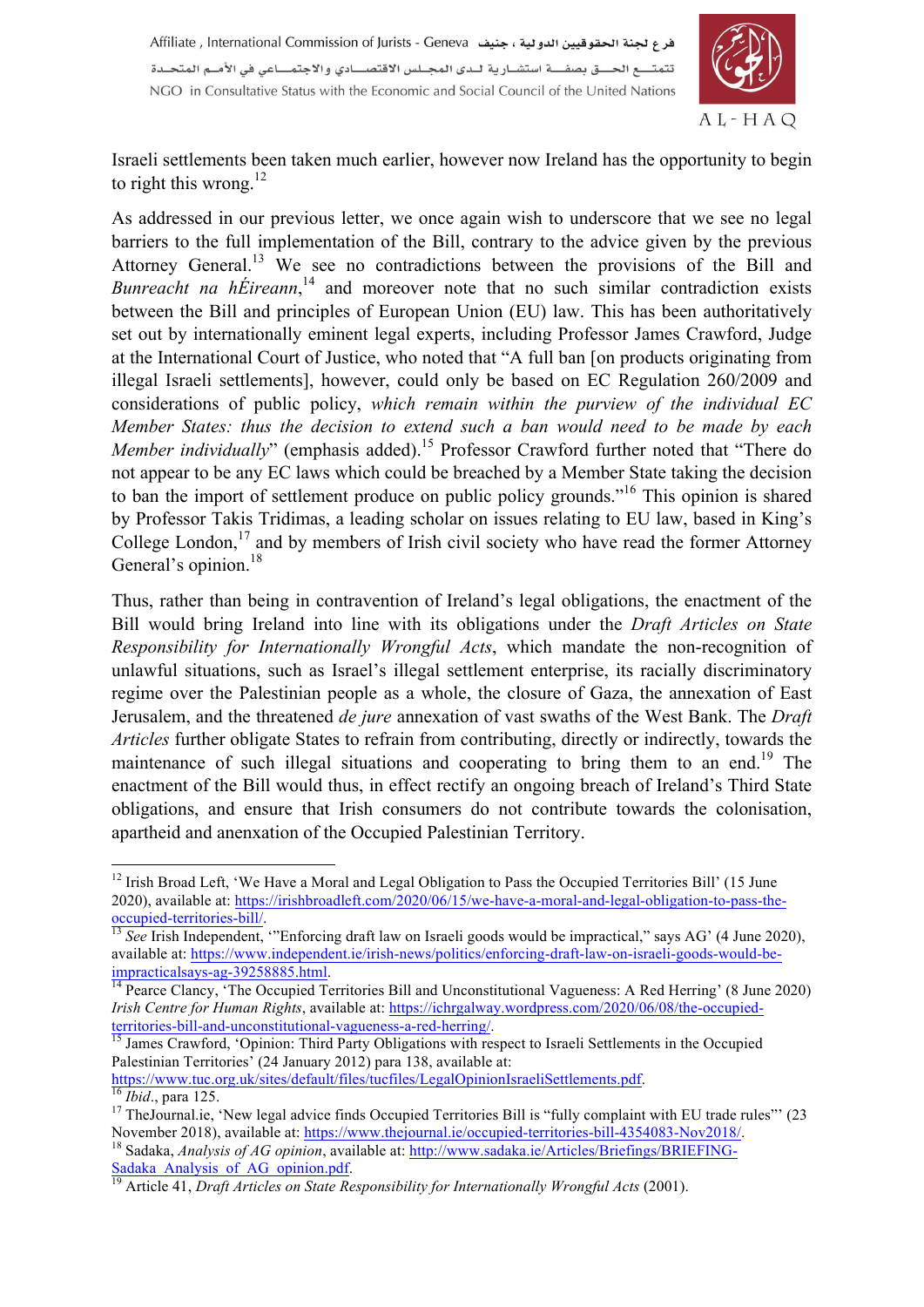Israeli settlements been taken much earlier, however now Ireland has the opportunity to begin to right this wrong.[12]

As addressed in our previous letter, we once again wish to underscore that we see no legal barriers to the full implementation of the Bill, contrary to the advice given by the previous Attorney General.[13] We see no contradictions between the provisions of the Bill and *Bunreacht na hÉireann*,[14] and moreover note that no such similar contradiction exists between the Bill and principles of European Union (EU) law. This has been authoritatively set out by internationally eminent legal experts, including Professor James Crawford, Judge at the International Court of Justice, who noted that "A full ban [on products originating from illegal Israeli settlements], however, could only be based on EC Regulation 260/2009 and considerations of public policy, *which remain within the purview of the individual EC Member States: thus the decision to extend such a ban would need to be made by each Member individually*" (emphasis added).[15] Professor Crawford further noted that "There do not appear to be any EC laws which could be breached by a Member State taking the decision to ban the import of settlement produce on public policy grounds."[16] This opinion is shared by Professor Takis Tridimas, a leading scholar on issues relating to EU law, based in King's College London,[17] and by members of Irish civil society who have read the former Attorney General's opinion.[18]

Thus, rather than being in contravention of Ireland's legal obligations, the enactment of the Bill would bring Ireland into line with its obligations under the *Draft Articles on State Responsibility for Internationally Wrongful Acts*, which mandate the non-recognition of unlawful situations, such as Israel's illegal settlement enterprise, its racially discriminatory regime over the Palestinian people as a whole, the closure of Gaza, the annexation of East Jerusalem, and the threatened *de jure* annexation of vast swaths of the West Bank. The *Draft Articles* further obligate States to refrain from contributing, directly or indirectly, towards the maintenance of such illegal situations and cooperating to bring them to an end.[19] The enactment of the Bill would thus, in effect rectify an ongoing breach of Ireland's Third State obligations, and ensure that Irish consumers do not contribute towards the colonisation, apartheid and anexation of the Occupied Palestinian Territory.

---

[12] Irish Broad Left, 'We Have a Moral and Legal Obligation to Pass the Occupied Territories Bill' (15 June 2020), available at: https://irishbroadleft.com/2020/06/15/we-have-a-moral-and-legal-obligation-to-pass-the-occupied-territories-bill/.

[13] *See* Irish Independent, '"Enforcing draft law on Israeli goods would be impractical," says AG' (4 June 2020), available at: https://www.independent.ie/irish-news/politics/enforcing-draft-law-on-israeli-goods-would-be-impracticalsays-ag-39258885.html.

[14] Pearce Clancy, 'The Occupied Territories Bill and Unconstitutional Vagueness: A Red Herring' (8 June 2020) *Irish Centre for Human Rights*, available at: https://ichrgalway.wordpress.com/2020/06/08/the-occupied-territories-bill-and-unconstitutional-vagueness-a-red-herring/.

[15] James Crawford, 'Opinion: Third Party Obligations with respect to Israeli Settlements in the Occupied Palestinian Territories' (24 January 2012) para 138, available at: https://www.tuc.org.uk/sites/default/files/tucfiles/LegalOpinionIsraeliSettlements.pdf.

[16] *Ibid*., para 125.

[17] TheJournal.ie, 'New legal advice finds Occupied Territories Bill is "fully complaint with EU trade rules"' (23 November 2018), available at: https://www.thejournal.ie/occupied-territories-bill-4354083-Nov2018/.

[18] Sadaka, *Analysis of AG opinion*, available at: http://www.sadaka.ie/Articles/Briefings/BRIEFING-Sadaka_Analysis_of_AG_opinion.pdf.

[19] Article 41, *Draft Articles on State Responsibility for Internationally Wrongful Acts* (2001).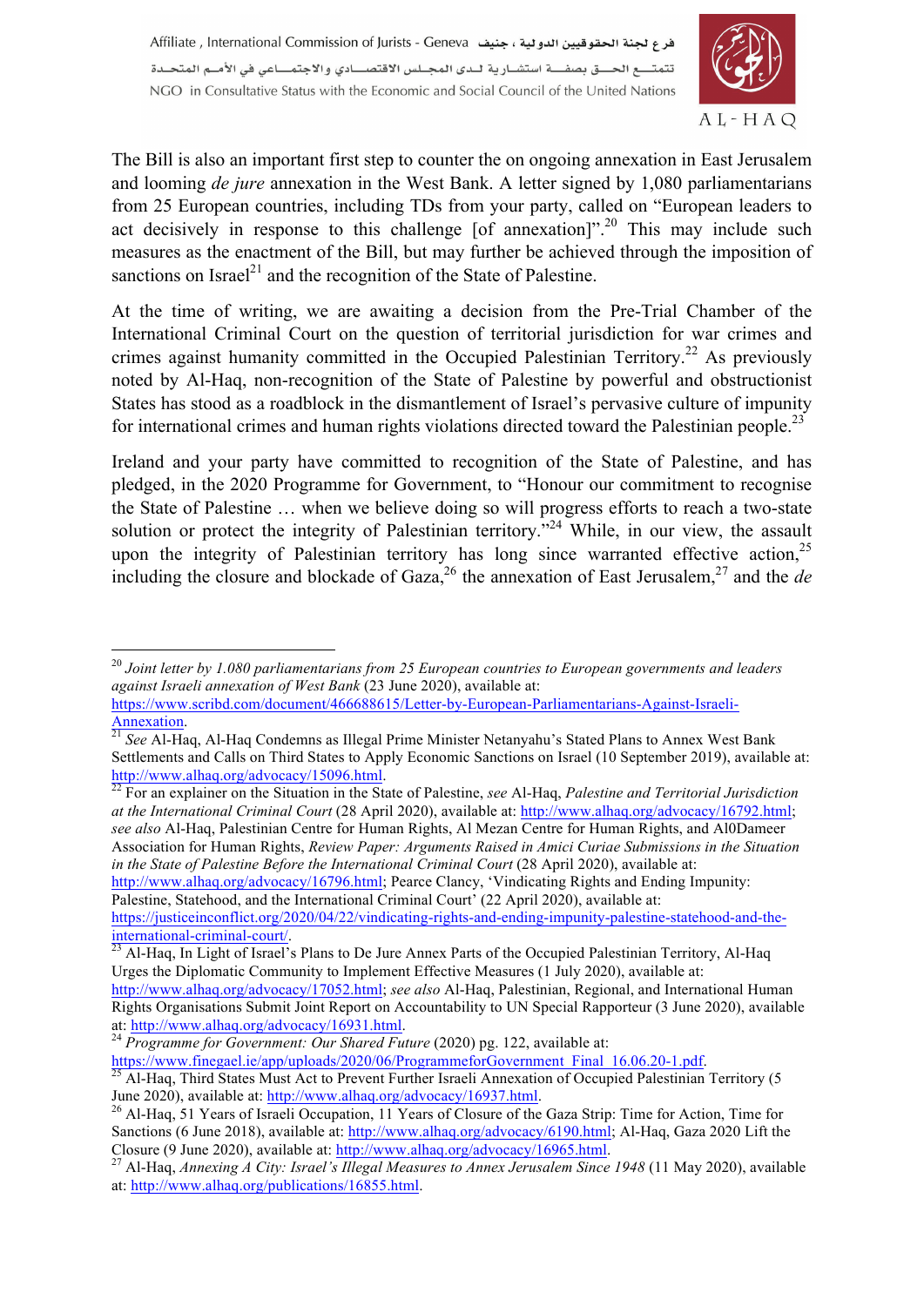The Bill is also an important first step to counter the on ongoing annexation in East Jerusalem and looming *de jure* annexation in the West Bank. A letter signed by 1,080 parliamentarians from 25 European countries, including TDs from your party, called on "European leaders to act decisively in response to this challenge [of annexation]".[20] This may include such measures as the enactment of the Bill, but may further be achieved through the imposition of sanctions on Israel[21] and the recognition of the State of Palestine.

At the time of writing, we are awaiting a decision from the Pre-Trial Chamber of the International Criminal Court on the question of territorial jurisdiction for war crimes and crimes against humanity committed in the Occupied Palestinian Territory.[22] As previously noted by Al-Haq, non-recognition of the State of Palestine by powerful and obstructionist States has stood as a roadblock in the dismantlement of Israel's pervasive culture of impunity for international crimes and human rights violations directed toward the Palestinian people.[23]

Ireland and your party have committed to recognition of the State of Palestine, and has pledged, in the 2020 Programme for Government, to "Honour our commitment to recognise the State of Palestine … when we believe doing so will progress efforts to reach a two-state solution or protect the integrity of Palestinian territory."[24] While, in our view, the assault upon the integrity of Palestinian territory has long since warranted effective action,[25] including the closure and blockade of Gaza,[26] the annexation of East Jerusalem,[27] and the *de*

---

[20] *Joint letter by 1.080 parliamentarians from 25 European countries to European governments and leaders against Israeli annexation of West Bank* (23 June 2020), available at: https://www.scribd.com/document/466688615/Letter-by-European-Parliamentarians-Against-Israeli-Annexation.

[21] *See* Al-Haq, Al-Haq Condemns as Illegal Prime Minister Netanyahu's Stated Plans to Annex West Bank Settlements and Calls on Third States to Apply Economic Sanctions on Israel (10 September 2019), available at: http://www.alhaq.org/advocacy/15096.html.

[22] For an explainer on the Situation in the State of Palestine, *see* Al-Haq, *Palestine and Territorial Jurisdiction at the International Criminal Court* (28 April 2020), available at: http://www.alhaq.org/advocacy/16792.html; *see also* Al-Haq, Palestinian Centre for Human Rights, Al Mezan Centre for Human Rights, and Al0Dameer Association for Human Rights, *Review Paper: Arguments Raised in Amici Curiae Submissions in the Situation in the State of Palestine Before the International Criminal Court* (28 April 2020), available at: http://www.alhaq.org/advocacy/16796.html; Pearce Clancy, 'Vindicating Rights and Ending Impunity: Palestine, Statehood, and the International Criminal Court' (22 April 2020), available at: https://justiceinconflict.org/2020/04/22/vindicating-rights-and-ending-impunity-palestine-statehood-and-the-international-criminal-court/.

[23] Al-Haq, In Light of Israel's Plans to De Jure Annex Parts of the Occupied Palestinian Territory, Al-Haq Urges the Diplomatic Community to Implement Effective Measures (1 July 2020), available at: http://www.alhaq.org/advocacy/17052.html; *see also* Al-Haq, Palestinian, Regional, and International Human Rights Organisations Submit Joint Report on Accountability to UN Special Rapporteur (3 June 2020), available at: http://www.alhaq.org/advocacy/16931.html.

[24] *Programme for Government: Our Shared Future* (2020) pg. 122, available at: https://www.finegael.ie/app/uploads/2020/06/ProgrammeforGovernment_Final_16.06.20-1.pdf.

[25] Al-Haq, Third States Must Act to Prevent Further Israeli Annexation of Occupied Palestinian Territory (5 June 2020), available at: http://www.alhaq.org/advocacy/16937.html.

[26] Al-Haq, 51 Years of Israeli Occupation, 11 Years of Closure of the Gaza Strip: Time for Action, Time for Sanctions (6 June 2018), available at: http://www.alhaq.org/advocacy/6190.html; Al-Haq, Gaza 2020 Lift the Closure (9 June 2020), available at: http://www.alhaq.org/advocacy/16965.html.

[27] Al-Haq, *Annexing A City: Israel's Illegal Measures to Annex Jerusalem Since 1948* (11 May 2020), available at: http://www.alhaq.org/publications/16855.html.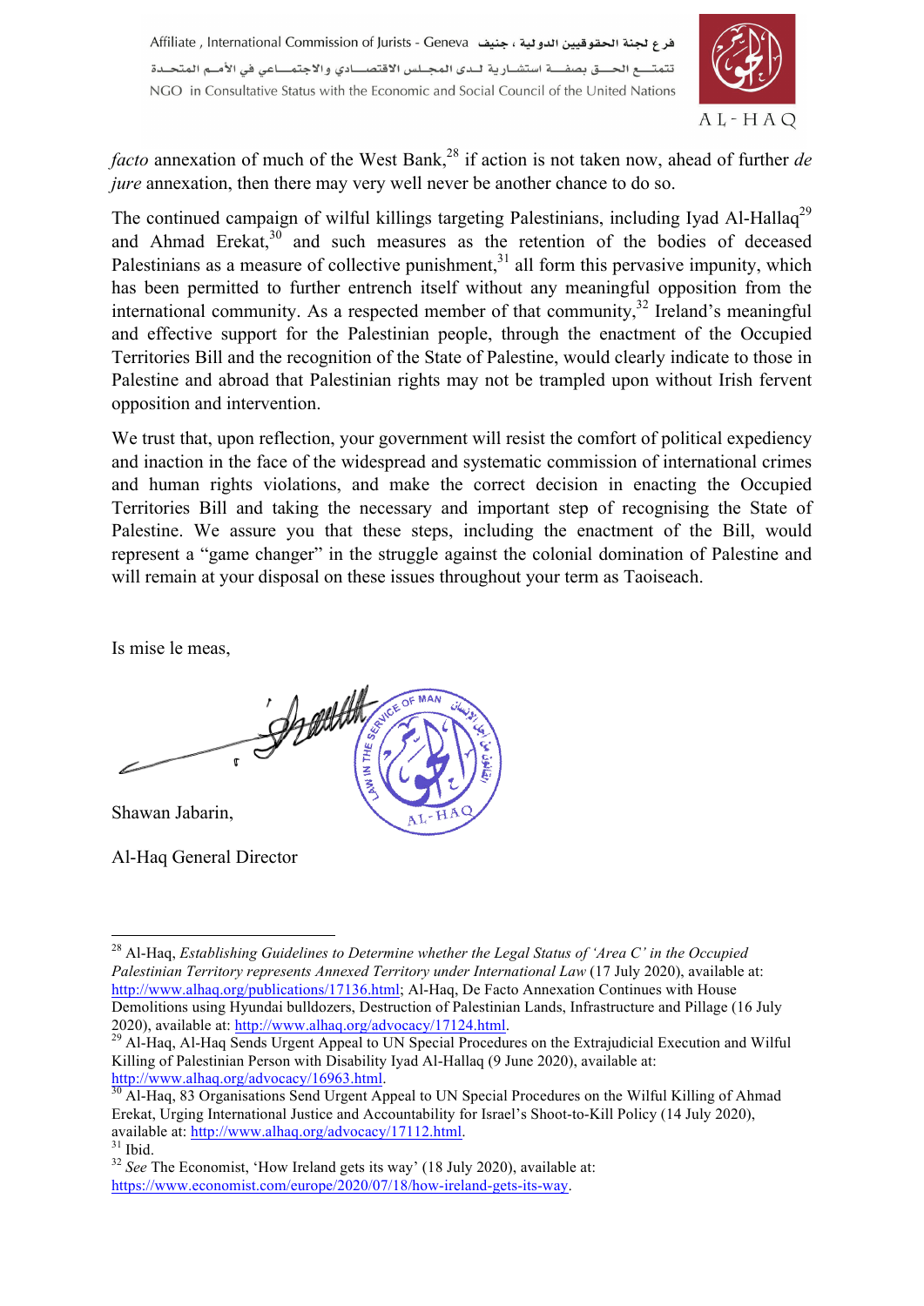*facto* annexation of much of the West Bank,[28] if action is not taken now, ahead of further *de jure* annexation, then there may very well never be another chance to do so.

The continued campaign of wilful killings targeting Palestinians, including Iyad Al-Hallaq[29] and Ahmad Erekat,[30] and such measures as the retention of the bodies of deceased Palestinians as a measure of collective punishment,[31] all form this pervasive impunity, which has been permitted to further entrench itself without any meaningful opposition from the international community. As a respected member of that community,[32] Ireland's meaningful and effective support for the Palestinian people, through the enactment of the Occupied Territories Bill and the recognition of the State of Palestine, would clearly indicate to those in Palestine and abroad that Palestinian rights may not be trampled upon without Irish fervent opposition and intervention.

We trust that, upon reflection, your government will resist the comfort of political expediency and inaction in the face of the widespread and systematic commission of international crimes and human rights violations, and make the correct decision in enacting the Occupied Territories Bill and taking the necessary and important step of recognising the State of Palestine. We assure you that these steps, including the enactment of the Bill, would represent a "game changer" in the struggle against the colonial domination of Palestine and will remain at your disposal on these issues throughout your term as Taoiseach.

Is mise le meas,

Shawan Jabarin,

Al-Haq General Director

---

[28] Al-Haq, *Establishing Guidelines to Determine whether the Legal Status of 'Area C' in the Occupied Palestinian Territory represents Annexed Territory under International Law* (17 July 2020), available at: http://www.alhaq.org/publications/17136.html; Al-Haq, De Facto Annexation Continues with House Demolitions using Hyundai bulldozers, Destruction of Palestinian Lands, Infrastructure and Pillage (16 July 2020), available at: http://www.alhaq.org/advocacy/17124.html.

[29] Al-Haq, Al-Haq Sends Urgent Appeal to UN Special Procedures on the Extrajudicial Execution and Wilful Killing of Palestinian Person with Disability Iyad Al-Hallaq (9 June 2020), available at: http://www.alhaq.org/advocacy/16963.html.

[30] Al-Haq, 83 Organisations Send Urgent Appeal to UN Special Procedures on the Wilful Killing of Ahmad Erekat, Urging International Justice and Accountability for Israel's Shoot-to-Kill Policy (14 July 2020), available at: http://www.alhaq.org/advocacy/17112.html.

[31] Ibid.

[32] *See* The Economist, 'How Ireland gets its way' (18 July 2020), available at: https://www.economist.com/europe/2020/07/18/how-ireland-gets-its-way.